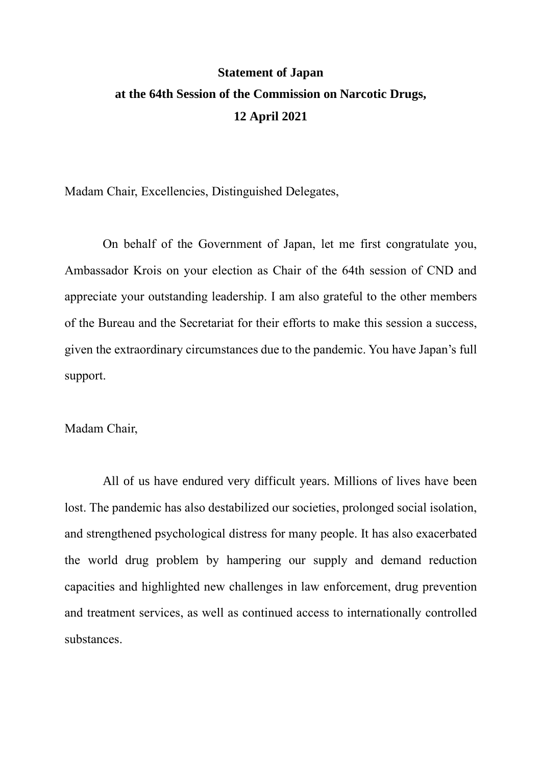**Statement of Japan**
**at the 64th Session of the Commission on Narcotic Drugs,**
**12 April 2021**

Madam Chair, Excellencies, Distinguished Delegates,

On behalf of the Government of Japan, let me first congratulate you, Ambassador Krois on your election as Chair of the 64th session of CND and appreciate your outstanding leadership. I am also grateful to the other members of the Bureau and the Secretariat for their efforts to make this session a success, given the extraordinary circumstances due to the pandemic. You have Japan's full support.

Madam Chair,

All of us have endured very difficult years. Millions of lives have been lost. The pandemic has also destabilized our societies, prolonged social isolation, and strengthened psychological distress for many people. It has also exacerbated the world drug problem by hampering our supply and demand reduction capacities and highlighted new challenges in law enforcement, drug prevention and treatment services, as well as continued access to internationally controlled substances.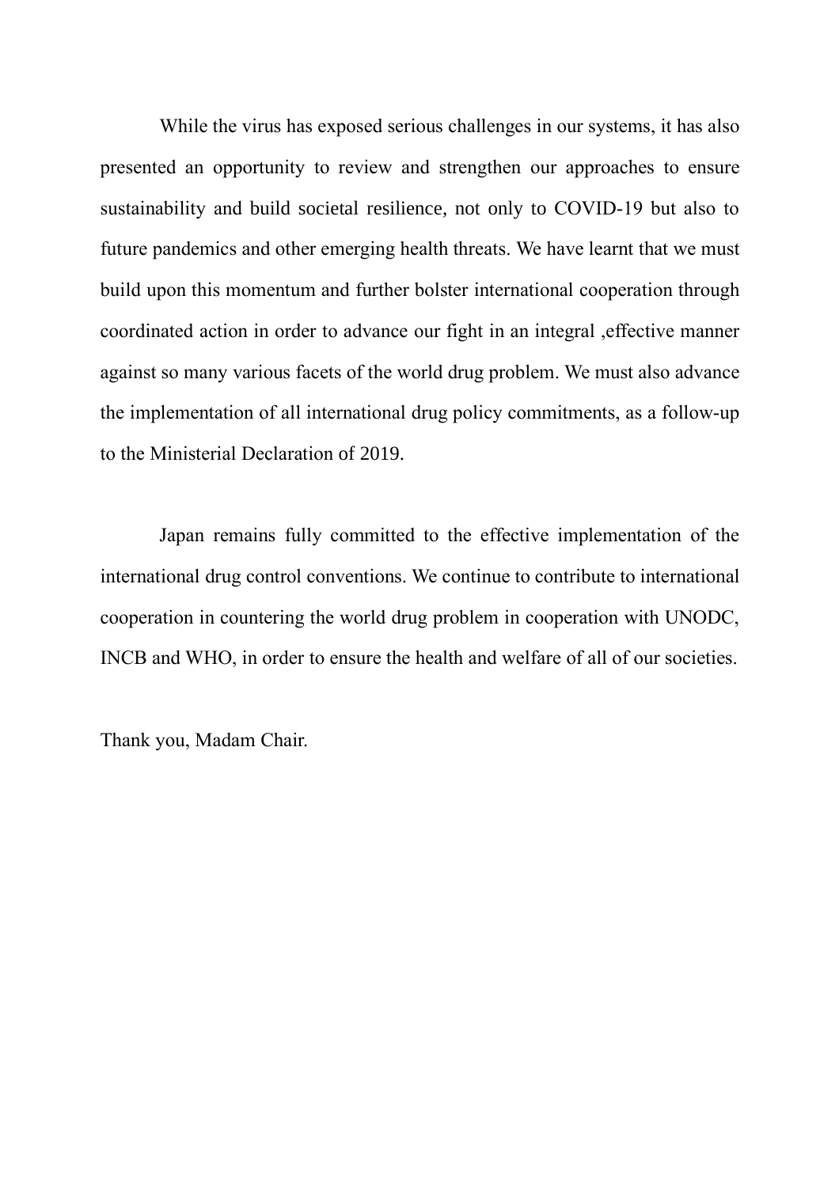While the virus has exposed serious challenges in our systems, it has also presented an opportunity to review and strengthen our approaches to ensure sustainability and build societal resilience, not only to COVID-19 but also to future pandemics and other emerging health threats. We have learnt that we must build upon this momentum and further bolster international cooperation through coordinated action in order to advance our fight in an integral ,effective manner against so many various facets of the world drug problem. We must also advance the implementation of all international drug policy commitments, as a follow-up to the Ministerial Declaration of 2019.

Japan remains fully committed to the effective implementation of the international drug control conventions. We continue to contribute to international cooperation in countering the world drug problem in cooperation with UNODC, INCB and WHO, in order to ensure the health and welfare of all of our societies.

Thank you, Madam Chair.